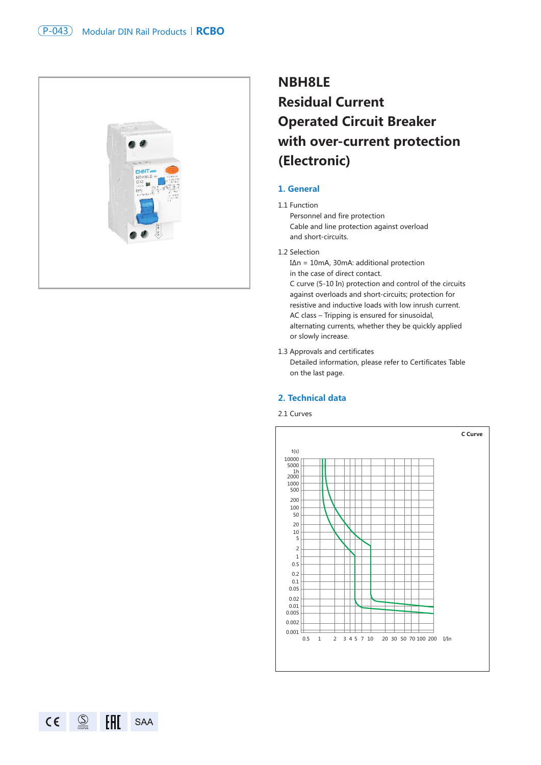# NBH8LE Residual Current Operated Circuit Breaker with over-current protection (Electronic)

## 1. General

1.1 Function

Personnel and fire protection
Cable and line protection against overload and short-circuits.

1.2 Selection

IΔn = 10mA, 30mA: additional protection in the case of direct contact.
C curve (5-10 In) protection and control of the circuits against overloads and short-circuits; protection for resistive and inductive loads with low inrush current.
AC class – Tripping is ensured for sinusoidal, alternating currents, whether they be quickly applied or slowly increase.

1.3 Approvals and certificates

Detailed information, please refer to Certificates Table on the last page.

## 2. Technical data

2.1 Curves

C Curve

t(s)

10000, 5000, 1h, 2000, 1000, 500, 200, 100, 50, 20, 10, 5, 2, 1, 0.5, 0.2, 0.1, 0.05, 0.02, 0.01, 0.005, 0.002, 0.001

0.5, 1, 2, 3, 4, 5, 7, 10, 20, 30, 50, 70, 100, 200 I/In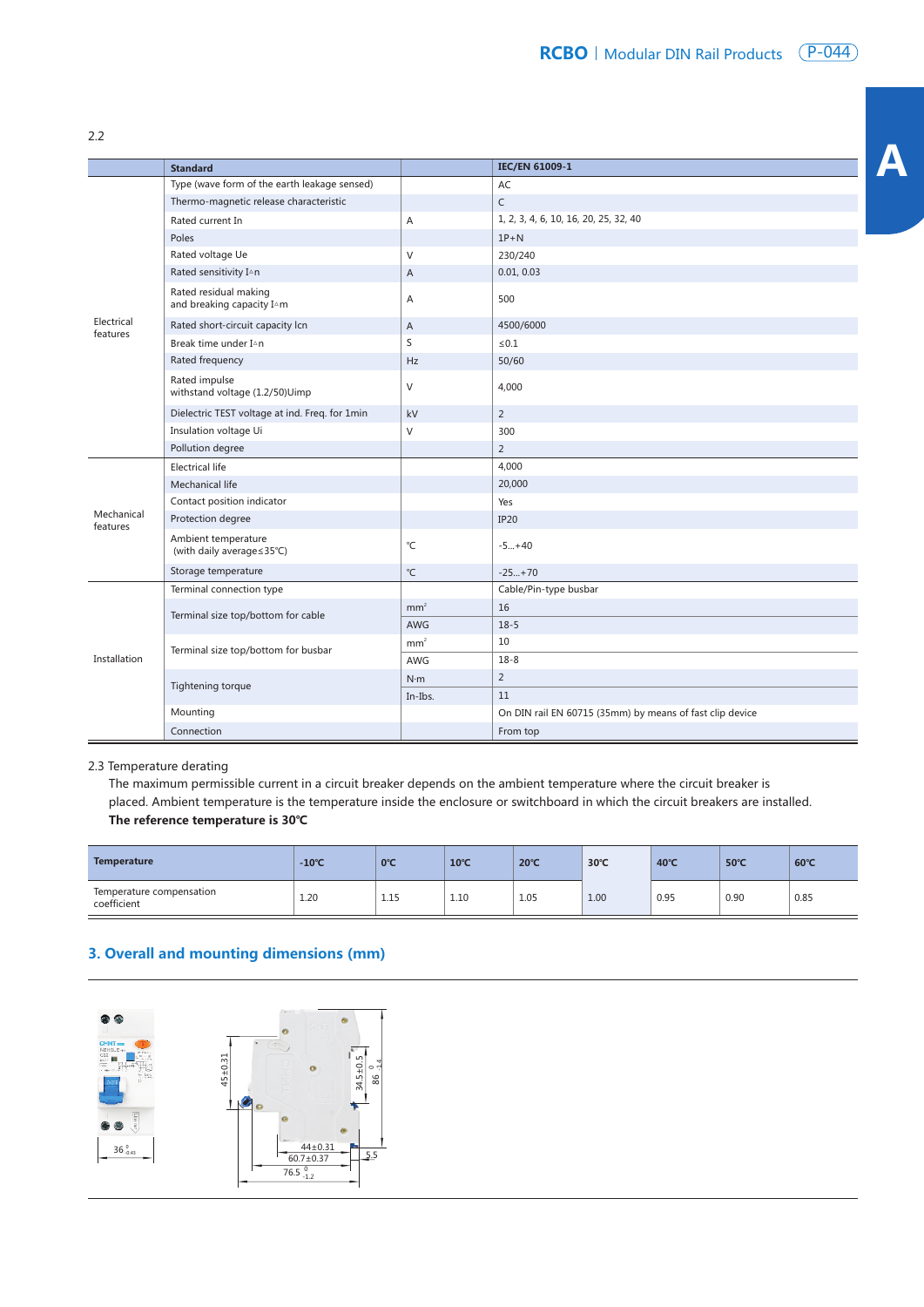2.2

| | Standard | | IEC/EN 61009-1 |
|---|---|---|---|
| Electrical features | Type (wave form of the earth leakage sensed) | | AC |
| | Thermo-magnetic release characteristic | | C |
| | Rated current In | A | 1, 2, 3, 4, 6, 10, 16, 20, 25, 32, 40 |
| | Poles | | 1P+N |
| | Rated voltage Ue | V | 230/240 |
| | Rated sensitivity I△n | A | 0.01, 0.03 |
| | Rated residual making and breaking capacity I△m | A | 500 |
| | Rated short-circuit capacity Icn | A | 4500/6000 |
| | Break time under I△n | S | ≤0.1 |
| | Rated frequency | Hz | 50/60 |
| | Rated impulse withstand voltage (1.2/50)Uimp | V | 4,000 |
| | Dielectric TEST voltage at ind. Freq. for 1min | kV | 2 |
| | Insulation voltage Ui | V | 300 |
| | Pollution degree | | 2 |
| Mechanical features | Electrical life | | 4,000 |
| | Mechanical life | | 20,000 |
| | Contact position indicator | | Yes |
| | Protection degree | | IP20 |
| | Ambient temperature (with daily average≤35℃) | ℃ | -5...+40 |
| | Storage temperature | ℃ | -25...+70 |
| Installation | Terminal connection type | | Cable/Pin-type busbar |
| | Terminal size top/bottom for cable | $mm^2$ | 16 |
| | | AWG | 18-5 |
| | Terminal size top/bottom for busbar | $mm^2$ | 10 |
| | | AWG | 18-8 |
| | Tightening torque | N·m | 2 |
| | | In-Ibs. | 11 |
| | Mounting | | On DIN rail EN 60715 (35mm) by means of fast clip device |
| | Connection | | From top |

2.3 Temperature derating

The maximum permissible current in a circuit breaker depends on the ambient temperature where the circuit breaker is placed. Ambient temperature is the temperature inside the enclosure or switchboard in which the circuit breakers are installed.

**The reference temperature is 30℃**

| Temperature | -10℃ | 0℃ | 10℃ | 20℃ | 30℃ | 40℃ | 50℃ | 60℃ |
|---|---|---|---|---|---|---|---|---|
| Temperature compensation coefficient | 1.20 | 1.15 | 1.10 | 1.05 | 1.00 | 0.95 | 0.90 | 0.85 |

## 3. Overall and mounting dimensions (mm)

36 $^{0}_{-0.43}$

45±0.31

34.5±0.5

86 $^{0}_{-1.4}$

44±0.31

60.7±0.37

5.5

76.5 $^{0}_{-1.2}$